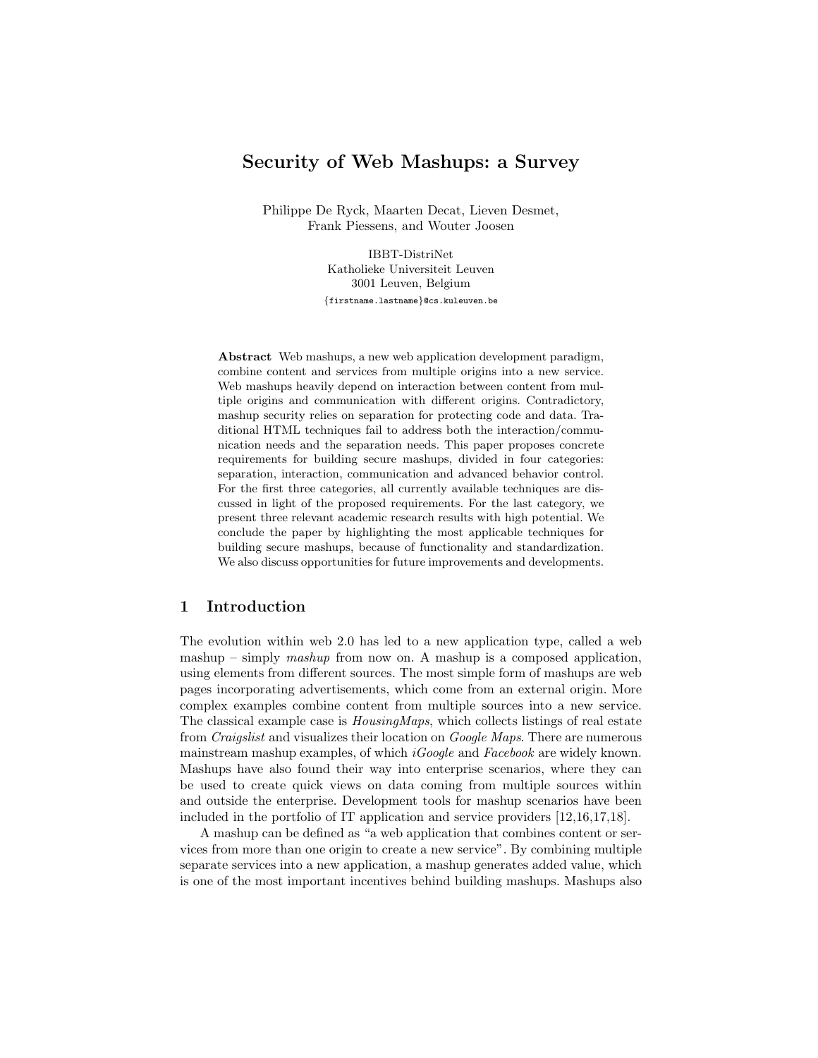# Security of Web Mashups: a Survey

Philippe De Ryck, Maarten Decat, Lieven Desmet, Frank Piessens, and Wouter Joosen

IBBT-DistriNet
Katholieke Universiteit Leuven
3001 Leuven, Belgium
{firstname.lastname}@cs.kuleuven.be

**Abstract** Web mashups, a new web application development paradigm, combine content and services from multiple origins into a new service. Web mashups heavily depend on interaction between content from multiple origins and communication with different origins. Contradictory, mashup security relies on separation for protecting code and data. Traditional HTML techniques fail to address both the interaction/communication needs and the separation needs. This paper proposes concrete requirements for building secure mashups, divided in four categories: separation, interaction, communication and advanced behavior control. For the first three categories, all currently available techniques are discussed in light of the proposed requirements. For the last category, we present three relevant academic research results with high potential. We conclude the paper by highlighting the most applicable techniques for building secure mashups, because of functionality and standardization. We also discuss opportunities for future improvements and developments.

## 1 Introduction

The evolution within web 2.0 has led to a new application type, called a web mashup – simply *mashup* from now on. A mashup is a composed application, using elements from different sources. The most simple form of mashups are web pages incorporating advertisements, which come from an external origin. More complex examples combine content from multiple sources into a new service. The classical example case is *HousingMaps*, which collects listings of real estate from *Craigslist* and visualizes their location on *Google Maps*. There are numerous mainstream mashup examples, of which *iGoogle* and *Facebook* are widely known. Mashups have also found their way into enterprise scenarios, where they can be used to create quick views on data coming from multiple sources within and outside the enterprise. Development tools for mashup scenarios have been included in the portfolio of IT application and service providers [12,16,17,18].

A mashup can be defined as "a web application that combines content or services from more than one origin to create a new service". By combining multiple separate services into a new application, a mashup generates added value, which is one of the most important incentives behind building mashups. Mashups also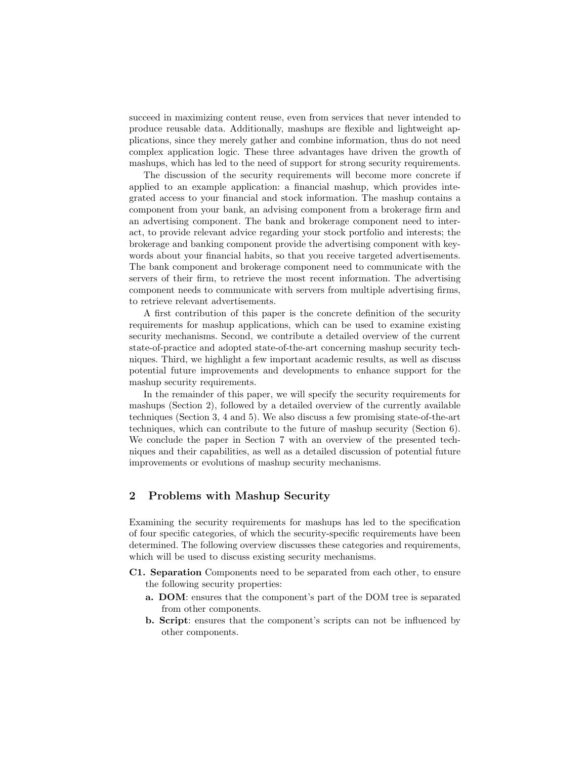succeed in maximizing content reuse, even from services that never intended to produce reusable data. Additionally, mashups are flexible and lightweight applications, since they merely gather and combine information, thus do not need complex application logic. These three advantages have driven the growth of mashups, which has led to the need of support for strong security requirements.

The discussion of the security requirements will become more concrete if applied to an example application: a financial mashup, which provides integrated access to your financial and stock information. The mashup contains a component from your bank, an advising component from a brokerage firm and an advertising component. The bank and brokerage component need to interact, to provide relevant advice regarding your stock portfolio and interests; the brokerage and banking component provide the advertising component with keywords about your financial habits, so that you receive targeted advertisements. The bank component and brokerage component need to communicate with the servers of their firm, to retrieve the most recent information. The advertising component needs to communicate with servers from multiple advertising firms, to retrieve relevant advertisements.

A first contribution of this paper is the concrete definition of the security requirements for mashup applications, which can be used to examine existing security mechanisms. Second, we contribute a detailed overview of the current state-of-practice and adopted state-of-the-art concerning mashup security techniques. Third, we highlight a few important academic results, as well as discuss potential future improvements and developments to enhance support for the mashup security requirements.

In the remainder of this paper, we will specify the security requirements for mashups (Section 2), followed by a detailed overview of the currently available techniques (Section 3, 4 and 5). We also discuss a few promising state-of-the-art techniques, which can contribute to the future of mashup security (Section 6). We conclude the paper in Section 7 with an overview of the presented techniques and their capabilities, as well as a detailed discussion of potential future improvements or evolutions of mashup security mechanisms.

## 2 Problems with Mashup Security

Examining the security requirements for mashups has led to the specification of four specific categories, of which the security-specific requirements have been determined. The following overview discusses these categories and requirements, which will be used to discuss existing security mechanisms.

**C1. Separation** Components need to be separated from each other, to ensure the following security properties:

- **a. DOM**: ensures that the component's part of the DOM tree is separated from other components.
- **b. Script**: ensures that the component's scripts can not be influenced by other components.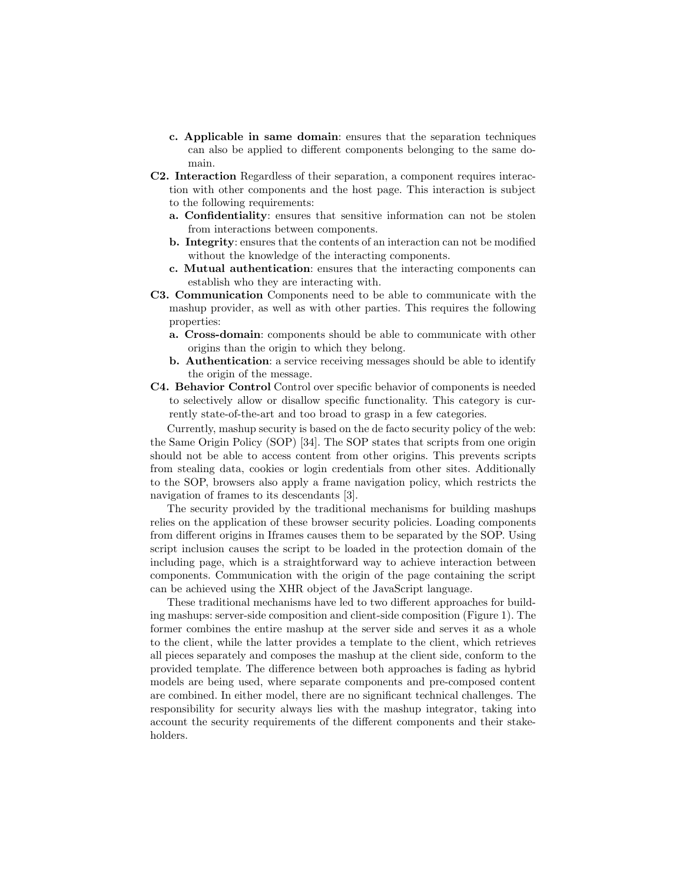**c. Applicable in same domain**: ensures that the separation techniques can also be applied to different components belonging to the same domain.

**C2. Interaction** Regardless of their separation, a component requires interaction with other components and the host page. This interaction is subject to the following requirements:

   **a. Confidentiality**: ensures that sensitive information can not be stolen from interactions between components.

   **b. Integrity**: ensures that the contents of an interaction can not be modified without the knowledge of the interacting components.

   **c. Mutual authentication**: ensures that the interacting components can establish who they are interacting with.

**C3. Communication** Components need to be able to communicate with the mashup provider, as well as with other parties. This requires the following properties:

   **a. Cross-domain**: components should be able to communicate with other origins than the origin to which they belong.

   **b. Authentication**: a service receiving messages should be able to identify the origin of the message.

**C4. Behavior Control** Control over specific behavior of components is needed to selectively allow or disallow specific functionality. This category is currently state-of-the-art and too broad to grasp in a few categories.

Currently, mashup security is based on the de facto security policy of the web: the Same Origin Policy (SOP) [34]. The SOP states that scripts from one origin should not be able to access content from other origins. This prevents scripts from stealing data, cookies or login credentials from other sites. Additionally to the SOP, browsers also apply a frame navigation policy, which restricts the navigation of frames to its descendants [3].

The security provided by the traditional mechanisms for building mashups relies on the application of these browser security policies. Loading components from different origins in Iframes causes them to be separated by the SOP. Using script inclusion causes the script to be loaded in the protection domain of the including page, which is a straightforward way to achieve interaction between components. Communication with the origin of the page containing the script can be achieved using the XHR object of the JavaScript language.

These traditional mechanisms have led to two different approaches for building mashups: server-side composition and client-side composition (Figure 1). The former combines the entire mashup at the server side and serves it as a whole to the client, while the latter provides a template to the client, which retrieves all pieces separately and composes the mashup at the client side, conform to the provided template. The difference between both approaches is fading as hybrid models are being used, where separate components and pre-composed content are combined. In either model, there are no significant technical challenges. The responsibility for security always lies with the mashup integrator, taking into account the security requirements of the different components and their stakeholders.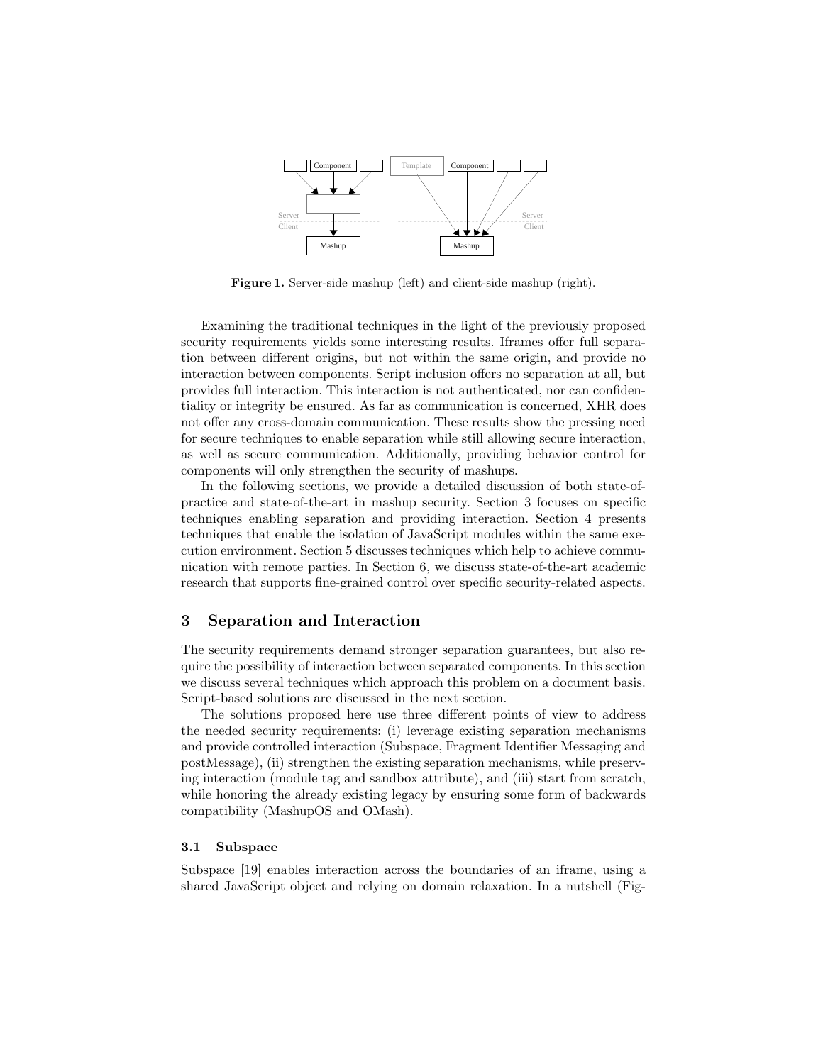**Figure 1.** Server-side mashup (left) and client-side mashup (right).

Examining the traditional techniques in the light of the previously proposed security requirements yields some interesting results. Iframes offer full separation between different origins, but not within the same origin, and provide no interaction between components. Script inclusion offers no separation at all, but provides full interaction. This interaction is not authenticated, nor can confidentiality or integrity be ensured. As far as communication is concerned, XHR does not offer any cross-domain communication. These results show the pressing need for secure techniques to enable separation while still allowing secure interaction, as well as secure communication. Additionally, providing behavior control for components will only strengthen the security of mashups.

In the following sections, we provide a detailed discussion of both state-of-practice and state-of-the-art in mashup security. Section 3 focuses on specific techniques enabling separation and providing interaction. Section 4 presents techniques that enable the isolation of JavaScript modules within the same execution environment. Section 5 discusses techniques which help to achieve communication with remote parties. In Section 6, we discuss state-of-the-art academic research that supports fine-grained control over specific security-related aspects.

## 3 Separation and Interaction

The security requirements demand stronger separation guarantees, but also require the possibility of interaction between separated components. In this section we discuss several techniques which approach this problem on a document basis. Script-based solutions are discussed in the next section.

The solutions proposed here use three different points of view to address the needed security requirements: (i) leverage existing separation mechanisms and provide controlled interaction (Subspace, Fragment Identifier Messaging and postMessage), (ii) strengthen the existing separation mechanisms, while preserving interaction (module tag and sandbox attribute), and (iii) start from scratch, while honoring the already existing legacy by ensuring some form of backwards compatibility (MashupOS and OMash).

### 3.1 Subspace

Subspace [19] enables interaction across the boundaries of an iframe, using a shared JavaScript object and relying on domain relaxation. In a nutshell (Fig-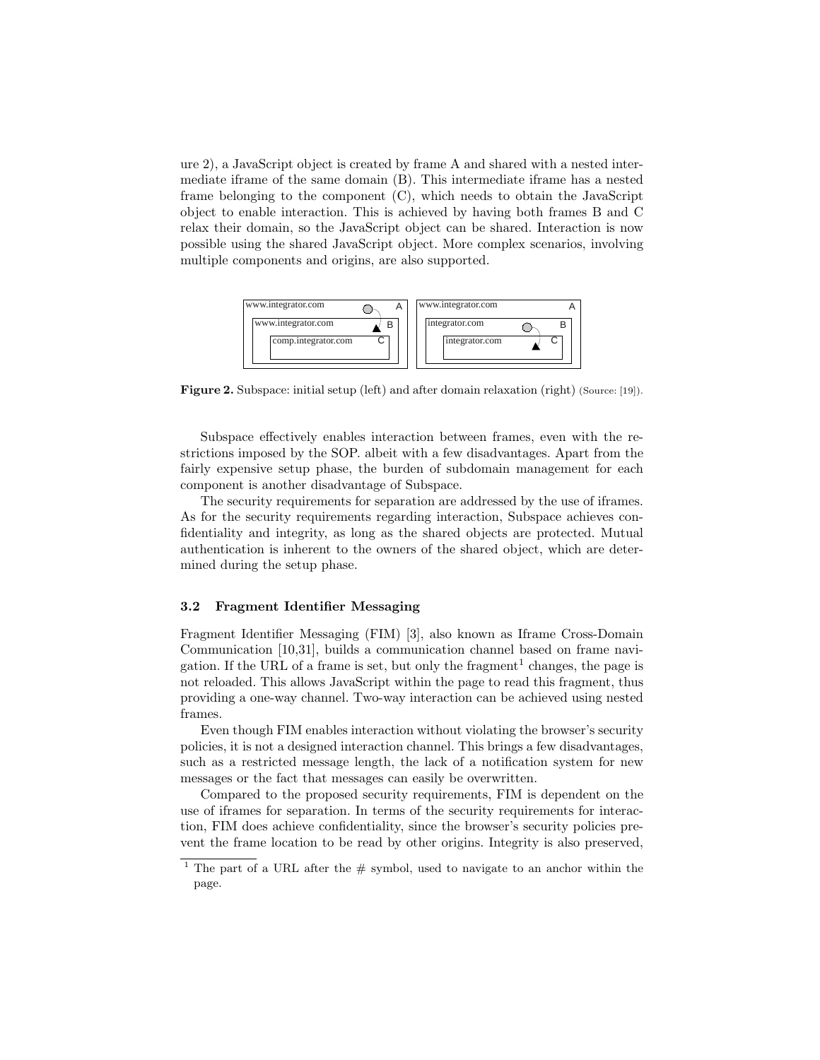ure 2), a JavaScript object is created by frame A and shared with a nested intermediate iframe of the same domain (B). This intermediate iframe has a nested frame belonging to the component (C), which needs to obtain the JavaScript object to enable interaction. This is achieved by having both frames B and C relax their domain, so the JavaScript object can be shared. Interaction is now possible using the shared JavaScript object. More complex scenarios, involving multiple components and origins, are also supported.

**Figure 2.** Subspace: initial setup (left) and after domain relaxation (right) (Source: [19]).

Subspace effectively enables interaction between frames, even with the restrictions imposed by the SOP. albeit with a few disadvantages. Apart from the fairly expensive setup phase, the burden of subdomain management for each component is another disadvantage of Subspace.

The security requirements for separation are addressed by the use of iframes. As for the security requirements regarding interaction, Subspace achieves confidentiality and integrity, as long as the shared objects are protected. Mutual authentication is inherent to the owners of the shared object, which are determined during the setup phase.

### 3.2 Fragment Identifier Messaging

Fragment Identifier Messaging (FIM) [3], also known as Iframe Cross-Domain Communication [10,31], builds a communication channel based on frame navigation. If the URL of a frame is set, but only the fragment[1] changes, the page is not reloaded. This allows JavaScript within the page to read this fragment, thus providing a one-way channel. Two-way interaction can be achieved using nested frames.

Even though FIM enables interaction without violating the browser's security policies, it is not a designed interaction channel. This brings a few disadvantages, such as a restricted message length, the lack of a notification system for new messages or the fact that messages can easily be overwritten.

Compared to the proposed security requirements, FIM is dependent on the use of iframes for separation. In terms of the security requirements for interaction, FIM does achieve confidentiality, since the browser's security policies prevent the frame location to be read by other origins. Integrity is also preserved,

[1] The part of a URL after the # symbol, used to navigate to an anchor within the page.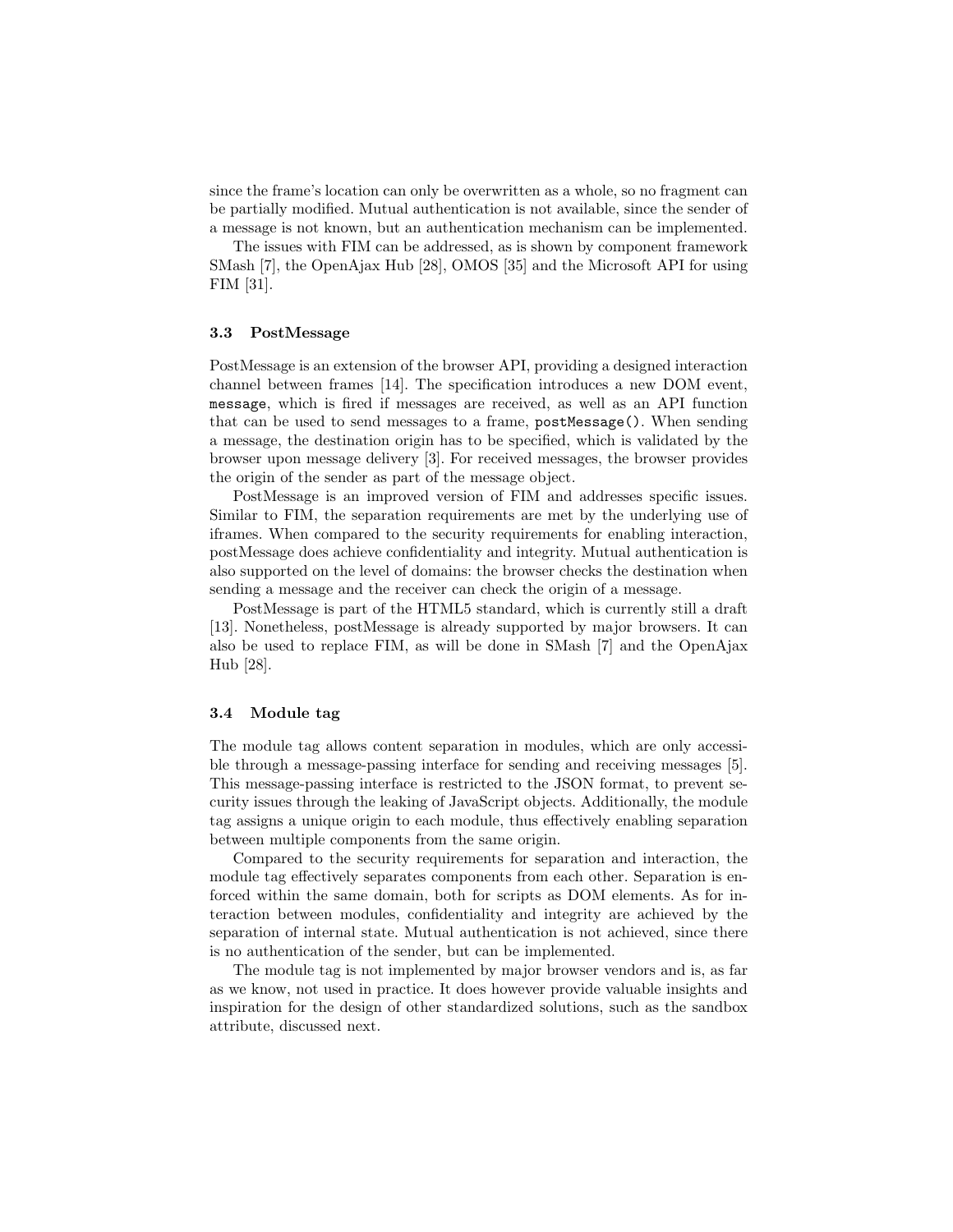since the frame's location can only be overwritten as a whole, so no fragment can be partially modified. Mutual authentication is not available, since the sender of a message is not known, but an authentication mechanism can be implemented.

The issues with FIM can be addressed, as is shown by component framework SMash [7], the OpenAjax Hub [28], OMOS [35] and the Microsoft API for using FIM [31].

### 3.3 PostMessage

PostMessage is an extension of the browser API, providing a designed interaction channel between frames [14]. The specification introduces a new DOM event, `message`, which is fired if messages are received, as well as an API function that can be used to send messages to a frame, `postMessage()`. When sending a message, the destination origin has to be specified, which is validated by the browser upon message delivery [3]. For received messages, the browser provides the origin of the sender as part of the message object.

PostMessage is an improved version of FIM and addresses specific issues. Similar to FIM, the separation requirements are met by the underlying use of iframes. When compared to the security requirements for enabling interaction, postMessage does achieve confidentiality and integrity. Mutual authentication is also supported on the level of domains: the browser checks the destination when sending a message and the receiver can check the origin of a message.

PostMessage is part of the HTML5 standard, which is currently still a draft [13]. Nonetheless, postMessage is already supported by major browsers. It can also be used to replace FIM, as will be done in SMash [7] and the OpenAjax Hub [28].

### 3.4 Module tag

The module tag allows content separation in modules, which are only accessible through a message-passing interface for sending and receiving messages [5]. This message-passing interface is restricted to the JSON format, to prevent security issues through the leaking of JavaScript objects. Additionally, the module tag assigns a unique origin to each module, thus effectively enabling separation between multiple components from the same origin.

Compared to the security requirements for separation and interaction, the module tag effectively separates components from each other. Separation is enforced within the same domain, both for scripts as DOM elements. As for interaction between modules, confidentiality and integrity are achieved by the separation of internal state. Mutual authentication is not achieved, since there is no authentication of the sender, but can be implemented.

The module tag is not implemented by major browser vendors and is, as far as we know, not used in practice. It does however provide valuable insights and inspiration for the design of other standardized solutions, such as the sandbox attribute, discussed next.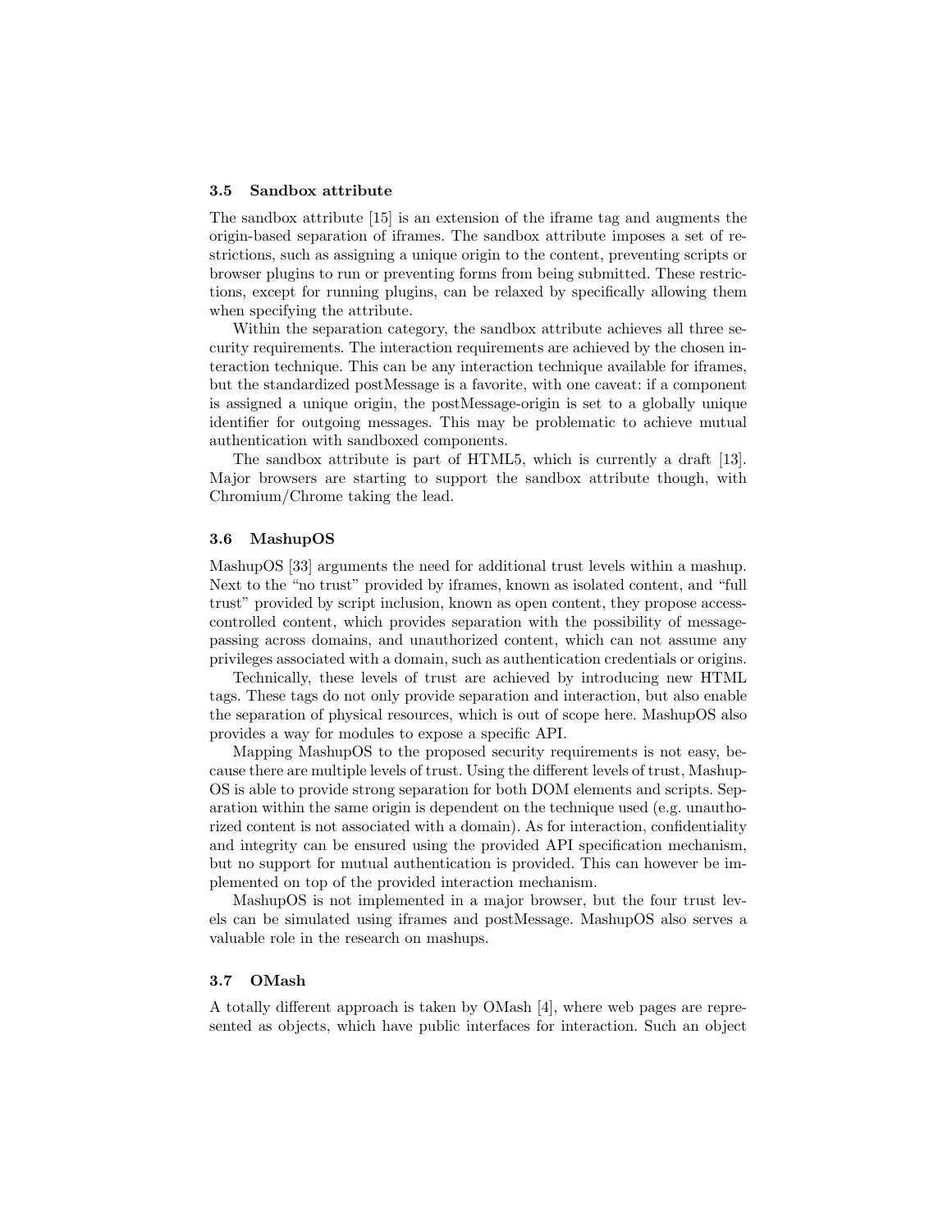### 3.5 Sandbox attribute

The sandbox attribute [15] is an extension of the iframe tag and augments the origin-based separation of iframes. The sandbox attribute imposes a set of restrictions, such as assigning a unique origin to the content, preventing scripts or browser plugins to run or preventing forms from being submitted. These restrictions, except for running plugins, can be relaxed by specifically allowing them when specifying the attribute.

Within the separation category, the sandbox attribute achieves all three security requirements. The interaction requirements are achieved by the chosen interaction technique. This can be any interaction technique available for iframes, but the standardized postMessage is a favorite, with one caveat: if a component is assigned a unique origin, the postMessage-origin is set to a globally unique identifier for outgoing messages. This may be problematic to achieve mutual authentication with sandboxed components.

The sandbox attribute is part of HTML5, which is currently a draft [13]. Major browsers are starting to support the sandbox attribute though, with Chromium/Chrome taking the lead.

### 3.6 MashupOS

MashupOS [33] arguments the need for additional trust levels within a mashup. Next to the "no trust" provided by iframes, known as isolated content, and "full trust" provided by script inclusion, known as open content, they propose access-controlled content, which provides separation with the possibility of message-passing across domains, and unauthorized content, which can not assume any privileges associated with a domain, such as authentication credentials or origins.

Technically, these levels of trust are achieved by introducing new HTML tags. These tags do not only provide separation and interaction, but also enable the separation of physical resources, which is out of scope here. MashupOS also provides a way for modules to expose a specific API.

Mapping MashupOS to the proposed security requirements is not easy, because there are multiple levels of trust. Using the different levels of trust, MashupOS is able to provide strong separation for both DOM elements and scripts. Separation within the same origin is dependent on the technique used (e.g. unauthorized content is not associated with a domain). As for interaction, confidentiality and integrity can be ensured using the provided API specification mechanism, but no support for mutual authentication is provided. This can however be implemented on top of the provided interaction mechanism.

MashupOS is not implemented in a major browser, but the four trust levels can be simulated using iframes and postMessage. MashupOS also serves a valuable role in the research on mashups.

### 3.7 OMash

A totally different approach is taken by OMash [4], where web pages are represented as objects, which have public interfaces for interaction. Such an object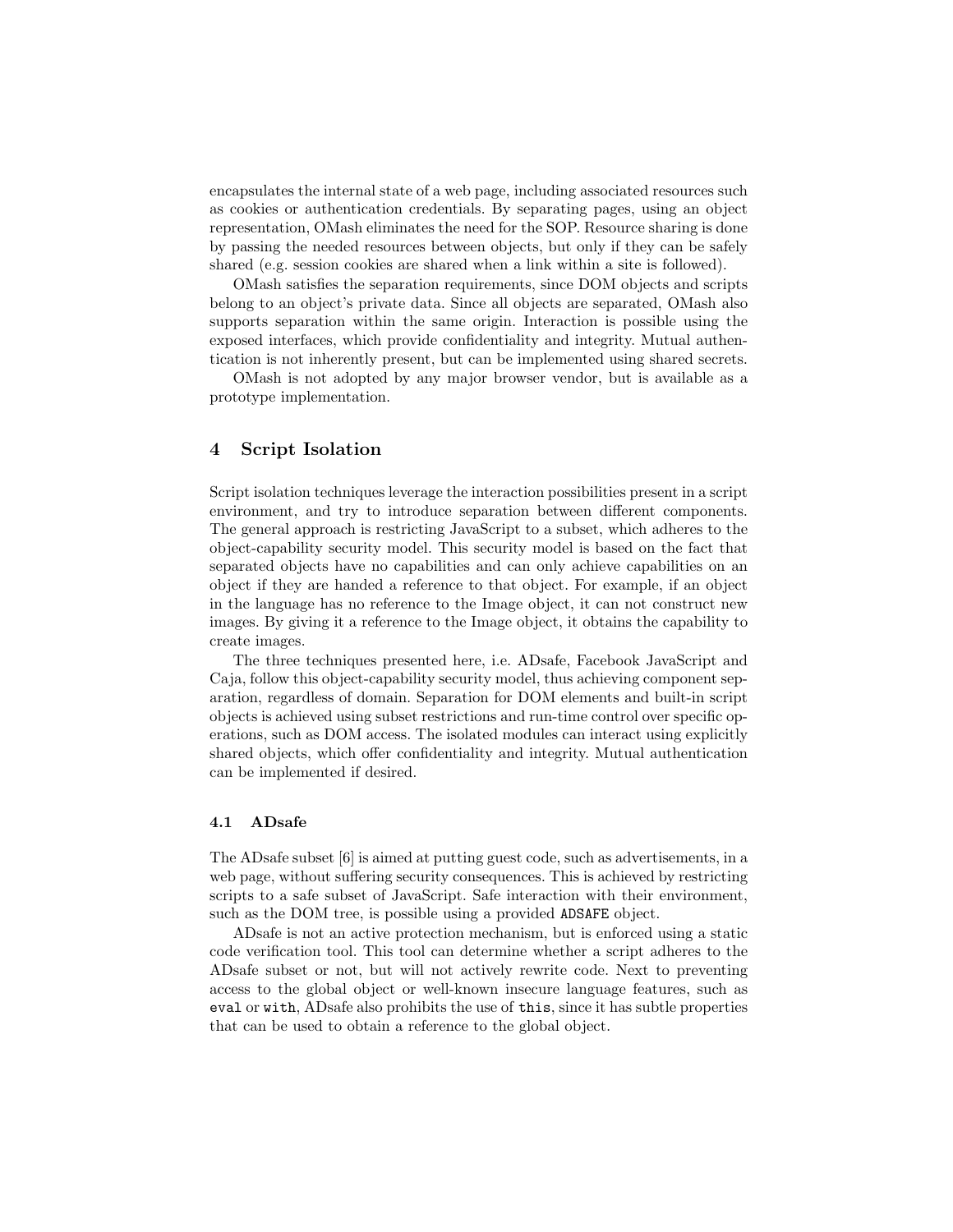encapsulates the internal state of a web page, including associated resources such as cookies or authentication credentials. By separating pages, using an object representation, OMash eliminates the need for the SOP. Resource sharing is done by passing the needed resources between objects, but only if they can be safely shared (e.g. session cookies are shared when a link within a site is followed).

OMash satisfies the separation requirements, since DOM objects and scripts belong to an object's private data. Since all objects are separated, OMash also supports separation within the same origin. Interaction is possible using the exposed interfaces, which provide confidentiality and integrity. Mutual authentication is not inherently present, but can be implemented using shared secrets.

OMash is not adopted by any major browser vendor, but is available as a prototype implementation.

## 4 Script Isolation

Script isolation techniques leverage the interaction possibilities present in a script environment, and try to introduce separation between different components. The general approach is restricting JavaScript to a subset, which adheres to the object-capability security model. This security model is based on the fact that separated objects have no capabilities and can only achieve capabilities on an object if they are handed a reference to that object. For example, if an object in the language has no reference to the Image object, it can not construct new images. By giving it a reference to the Image object, it obtains the capability to create images.

The three techniques presented here, i.e. ADsafe, Facebook JavaScript and Caja, follow this object-capability security model, thus achieving component separation, regardless of domain. Separation for DOM elements and built-in script objects is achieved using subset restrictions and run-time control over specific operations, such as DOM access. The isolated modules can interact using explicitly shared objects, which offer confidentiality and integrity. Mutual authentication can be implemented if desired.

### 4.1 ADsafe

The ADsafe subset [6] is aimed at putting guest code, such as advertisements, in a web page, without suffering security consequences. This is achieved by restricting scripts to a safe subset of JavaScript. Safe interaction with their environment, such as the DOM tree, is possible using a provided `ADSAFE` object.

ADsafe is not an active protection mechanism, but is enforced using a static code verification tool. This tool can determine whether a script adheres to the ADsafe subset or not, but will not actively rewrite code. Next to preventing access to the global object or well-known insecure language features, such as `eval` or `with`, ADsafe also prohibits the use of `this`, since it has subtle properties that can be used to obtain a reference to the global object.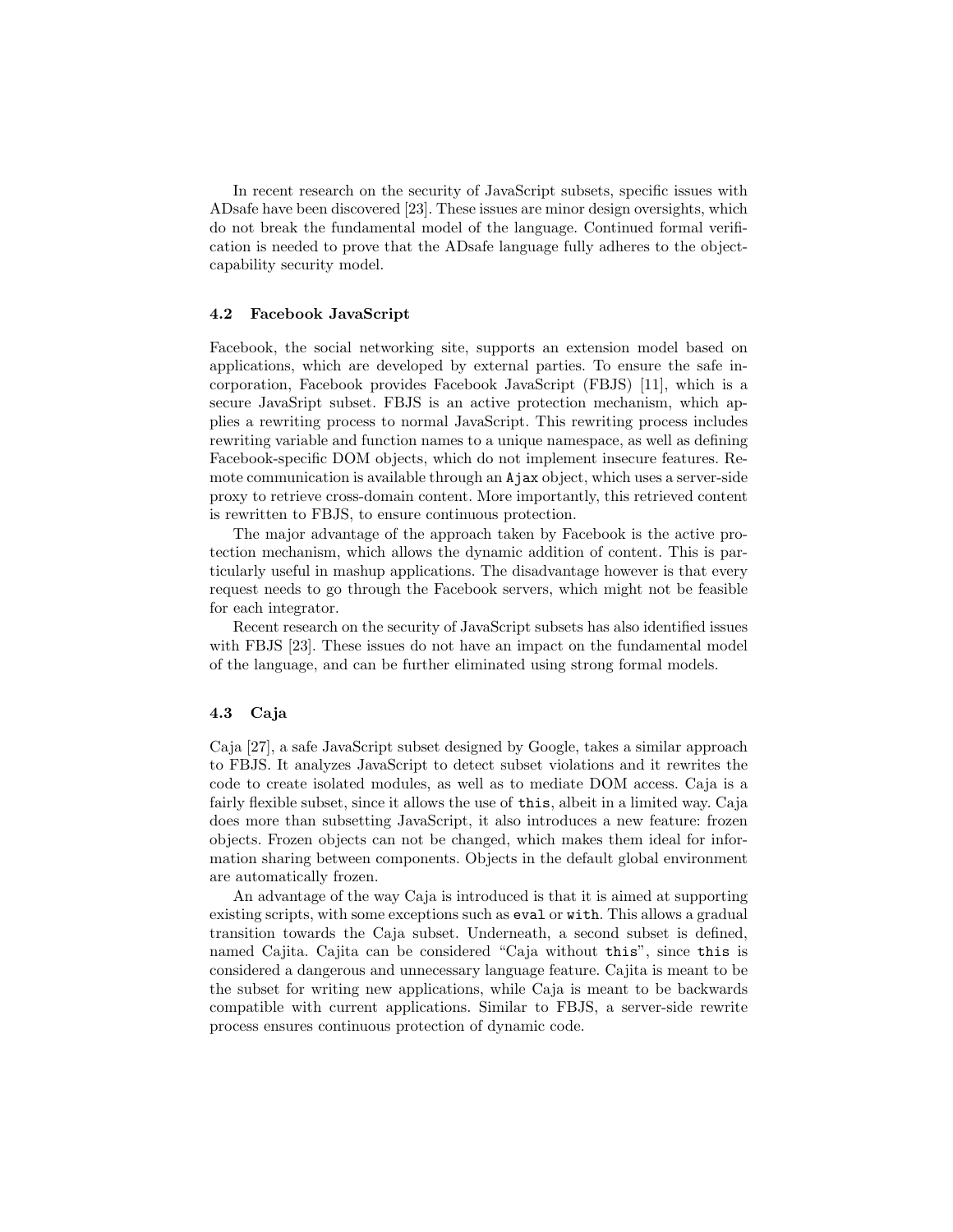In recent research on the security of JavaScript subsets, specific issues with ADsafe have been discovered [23]. These issues are minor design oversights, which do not break the fundamental model of the language. Continued formal verification is needed to prove that the ADsafe language fully adheres to the object-capability security model.

### 4.2 Facebook JavaScript

Facebook, the social networking site, supports an extension model based on applications, which are developed by external parties. To ensure the safe incorporation, Facebook provides Facebook JavaScript (FBJS) [11], which is a secure JavaSript subset. FBJS is an active protection mechanism, which applies a rewriting process to normal JavaScript. This rewriting process includes rewriting variable and function names to a unique namespace, as well as defining Facebook-specific DOM objects, which do not implement insecure features. Remote communication is available through an `Ajax` object, which uses a server-side proxy to retrieve cross-domain content. More importantly, this retrieved content is rewritten to FBJS, to ensure continuous protection.

The major advantage of the approach taken by Facebook is the active protection mechanism, which allows the dynamic addition of content. This is particularly useful in mashup applications. The disadvantage however is that every request needs to go through the Facebook servers, which might not be feasible for each integrator.

Recent research on the security of JavaScript subsets has also identified issues with FBJS [23]. These issues do not have an impact on the fundamental model of the language, and can be further eliminated using strong formal models.

### 4.3 Caja

Caja [27], a safe JavaScript subset designed by Google, takes a similar approach to FBJS. It analyzes JavaScript to detect subset violations and it rewrites the code to create isolated modules, as well as to mediate DOM access. Caja is a fairly flexible subset, since it allows the use of `this`, albeit in a limited way. Caja does more than subsetting JavaScript, it also introduces a new feature: frozen objects. Frozen objects can not be changed, which makes them ideal for information sharing between components. Objects in the default global environment are automatically frozen.

An advantage of the way Caja is introduced is that it is aimed at supporting existing scripts, with some exceptions such as `eval` or `with`. This allows a gradual transition towards the Caja subset. Underneath, a second subset is defined, named Cajita. Cajita can be considered "Caja without `this`", since `this` is considered a dangerous and unnecessary language feature. Cajita is meant to be the subset for writing new applications, while Caja is meant to be backwards compatible with current applications. Similar to FBJS, a server-side rewrite process ensures continuous protection of dynamic code.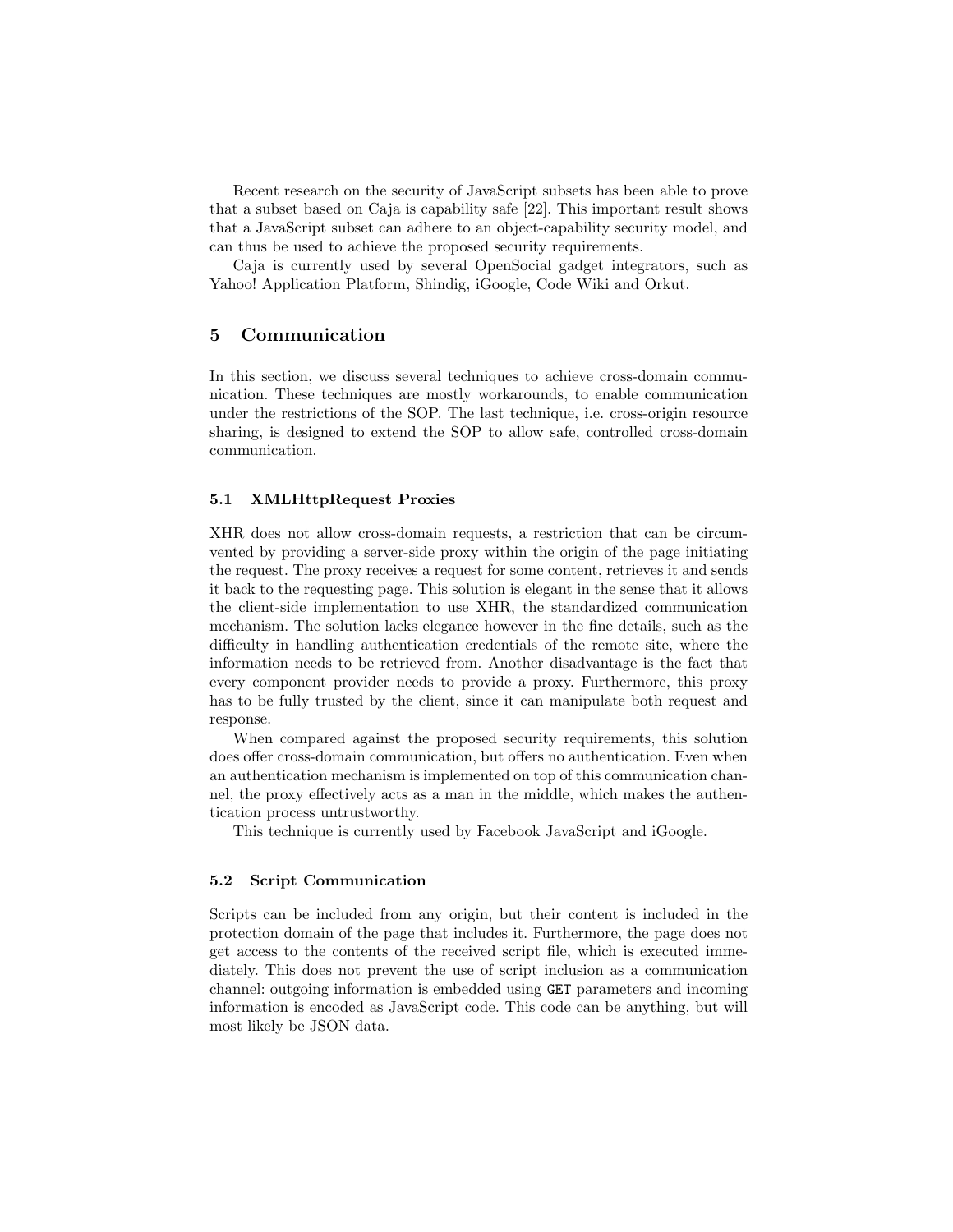Recent research on the security of JavaScript subsets has been able to prove that a subset based on Caja is capability safe [22]. This important result shows that a JavaScript subset can adhere to an object-capability security model, and can thus be used to achieve the proposed security requirements.

Caja is currently used by several OpenSocial gadget integrators, such as Yahoo! Application Platform, Shindig, iGoogle, Code Wiki and Orkut.

## 5 Communication

In this section, we discuss several techniques to achieve cross-domain communication. These techniques are mostly workarounds, to enable communication under the restrictions of the SOP. The last technique, i.e. cross-origin resource sharing, is designed to extend the SOP to allow safe, controlled cross-domain communication.

### 5.1 XMLHttpRequest Proxies

XHR does not allow cross-domain requests, a restriction that can be circumvented by providing a server-side proxy within the origin of the page initiating the request. The proxy receives a request for some content, retrieves it and sends it back to the requesting page. This solution is elegant in the sense that it allows the client-side implementation to use XHR, the standardized communication mechanism. The solution lacks elegance however in the fine details, such as the difficulty in handling authentication credentials of the remote site, where the information needs to be retrieved from. Another disadvantage is the fact that every component provider needs to provide a proxy. Furthermore, this proxy has to be fully trusted by the client, since it can manipulate both request and response.

When compared against the proposed security requirements, this solution does offer cross-domain communication, but offers no authentication. Even when an authentication mechanism is implemented on top of this communication channel, the proxy effectively acts as a man in the middle, which makes the authentication process untrustworthy.

This technique is currently used by Facebook JavaScript and iGoogle.

### 5.2 Script Communication

Scripts can be included from any origin, but their content is included in the protection domain of the page that includes it. Furthermore, the page does not get access to the contents of the received script file, which is executed immediately. This does not prevent the use of script inclusion as a communication channel: outgoing information is embedded using `GET` parameters and incoming information is encoded as JavaScript code. This code can be anything, but will most likely be JSON data.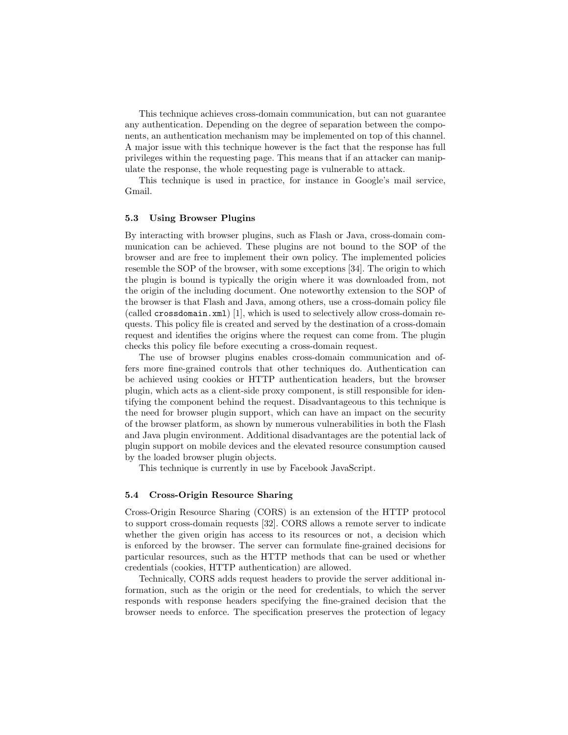This technique achieves cross-domain communication, but can not guarantee any authentication. Depending on the degree of separation between the components, an authentication mechanism may be implemented on top of this channel. A major issue with this technique however is the fact that the response has full privileges within the requesting page. This means that if an attacker can manipulate the response, the whole requesting page is vulnerable to attack.

This technique is used in practice, for instance in Google's mail service, Gmail.

### 5.3 Using Browser Plugins

By interacting with browser plugins, such as Flash or Java, cross-domain communication can be achieved. These plugins are not bound to the SOP of the browser and are free to implement their own policy. The implemented policies resemble the SOP of the browser, with some exceptions [34]. The origin to which the plugin is bound is typically the origin where it was downloaded from, not the origin of the including document. One noteworthy extension to the SOP of the browser is that Flash and Java, among others, use a cross-domain policy file (called `crossdomain.xml`) [1], which is used to selectively allow cross-domain requests. This policy file is created and served by the destination of a cross-domain request and identifies the origins where the request can come from. The plugin checks this policy file before executing a cross-domain request.

The use of browser plugins enables cross-domain communication and offers more fine-grained controls that other techniques do. Authentication can be achieved using cookies or HTTP authentication headers, but the browser plugin, which acts as a client-side proxy component, is still responsible for identifying the component behind the request. Disadvantageous to this technique is the need for browser plugin support, which can have an impact on the security of the browser platform, as shown by numerous vulnerabilities in both the Flash and Java plugin environment. Additional disadvantages are the potential lack of plugin support on mobile devices and the elevated resource consumption caused by the loaded browser plugin objects.

This technique is currently in use by Facebook JavaScript.

### 5.4 Cross-Origin Resource Sharing

Cross-Origin Resource Sharing (CORS) is an extension of the HTTP protocol to support cross-domain requests [32]. CORS allows a remote server to indicate whether the given origin has access to its resources or not, a decision which is enforced by the browser. The server can formulate fine-grained decisions for particular resources, such as the HTTP methods that can be used or whether credentials (cookies, HTTP authentication) are allowed.

Technically, CORS adds request headers to provide the server additional information, such as the origin or the need for credentials, to which the server responds with response headers specifying the fine-grained decision that the browser needs to enforce. The specification preserves the protection of legacy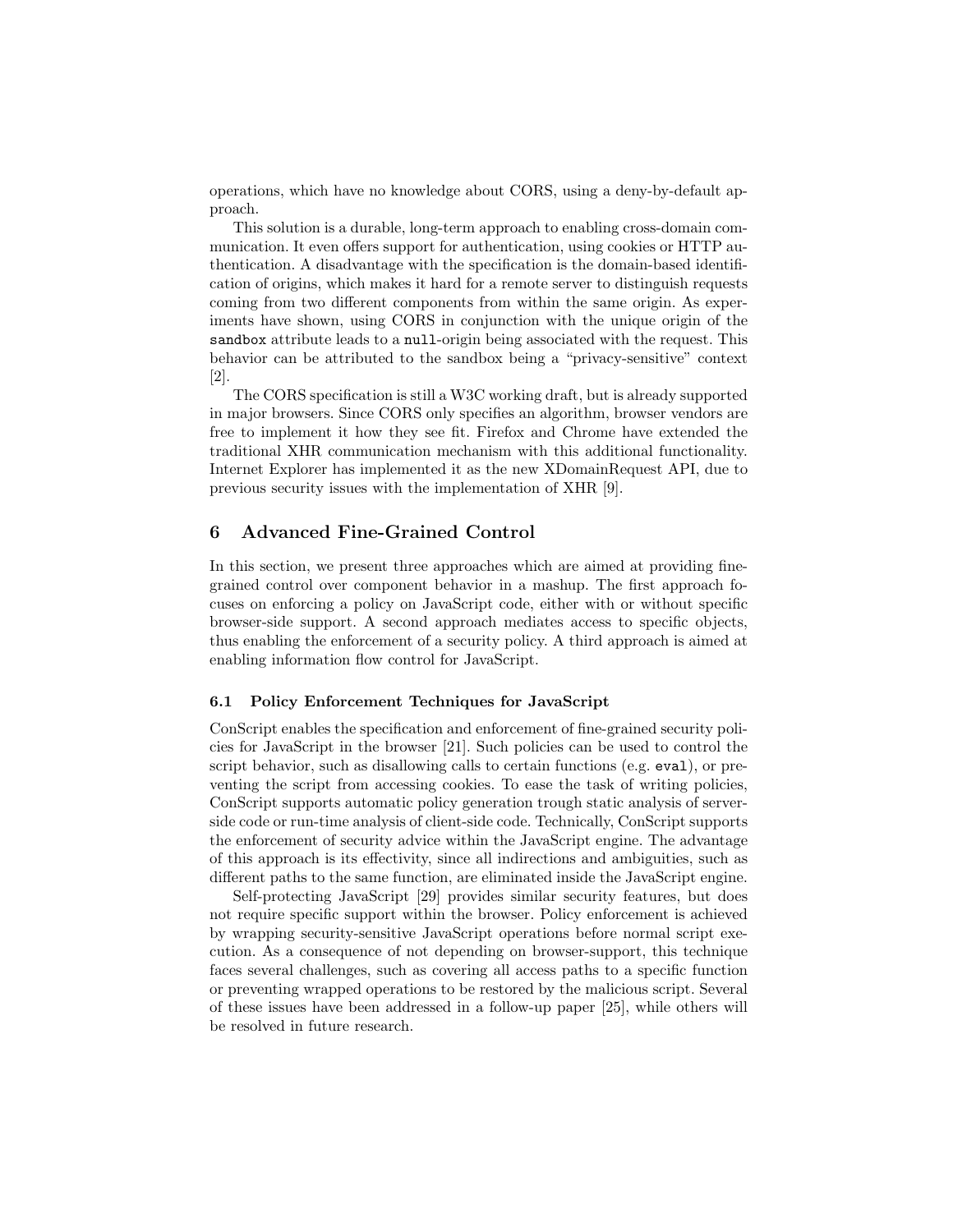operations, which have no knowledge about CORS, using a deny-by-default approach.

This solution is a durable, long-term approach to enabling cross-domain communication. It even offers support for authentication, using cookies or HTTP authentication. A disadvantage with the specification is the domain-based identification of origins, which makes it hard for a remote server to distinguish requests coming from two different components from within the same origin. As experiments have shown, using CORS in conjunction with the unique origin of the `sandbox` attribute leads to a `null`-origin being associated with the request. This behavior can be attributed to the sandbox being a "privacy-sensitive" context [2].

The CORS specification is still a W3C working draft, but is already supported in major browsers. Since CORS only specifies an algorithm, browser vendors are free to implement it how they see fit. Firefox and Chrome have extended the traditional XHR communication mechanism with this additional functionality. Internet Explorer has implemented it as the new XDomainRequest API, due to previous security issues with the implementation of XHR [9].

## 6 Advanced Fine-Grained Control

In this section, we present three approaches which are aimed at providing fine-grained control over component behavior in a mashup. The first approach focuses on enforcing a policy on JavaScript code, either with or without specific browser-side support. A second approach mediates access to specific objects, thus enabling the enforcement of a security policy. A third approach is aimed at enabling information flow control for JavaScript.

### 6.1 Policy Enforcement Techniques for JavaScript

ConScript enables the specification and enforcement of fine-grained security policies for JavaScript in the browser [21]. Such policies can be used to control the script behavior, such as disallowing calls to certain functions (e.g. `eval`), or preventing the script from accessing cookies. To ease the task of writing policies, ConScript supports automatic policy generation trough static analysis of server-side code or run-time analysis of client-side code. Technically, ConScript supports the enforcement of security advice within the JavaScript engine. The advantage of this approach is its effectivity, since all indirections and ambiguities, such as different paths to the same function, are eliminated inside the JavaScript engine.

Self-protecting JavaScript [29] provides similar security features, but does not require specific support within the browser. Policy enforcement is achieved by wrapping security-sensitive JavaScript operations before normal script execution. As a consequence of not depending on browser-support, this technique faces several challenges, such as covering all access paths to a specific function or preventing wrapped operations to be restored by the malicious script. Several of these issues have been addressed in a follow-up paper [25], while others will be resolved in future research.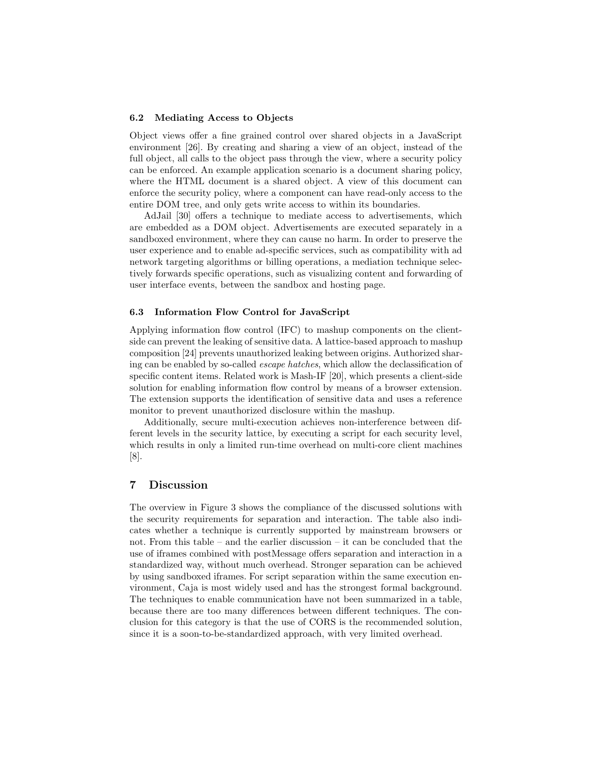### 6.2 Mediating Access to Objects

Object views offer a fine grained control over shared objects in a JavaScript environment [26]. By creating and sharing a view of an object, instead of the full object, all calls to the object pass through the view, where a security policy can be enforced. An example application scenario is a document sharing policy, where the HTML document is a shared object. A view of this document can enforce the security policy, where a component can have read-only access to the entire DOM tree, and only gets write access to within its boundaries.

AdJail [30] offers a technique to mediate access to advertisements, which are embedded as a DOM object. Advertisements are executed separately in a sandboxed environment, where they can cause no harm. In order to preserve the user experience and to enable ad-specific services, such as compatibility with ad network targeting algorithms or billing operations, a mediation technique selectively forwards specific operations, such as visualizing content and forwarding of user interface events, between the sandbox and hosting page.

### 6.3 Information Flow Control for JavaScript

Applying information flow control (IFC) to mashup components on the client-side can prevent the leaking of sensitive data. A lattice-based approach to mashup composition [24] prevents unauthorized leaking between origins. Authorized sharing can be enabled by so-called *escape hatches*, which allow the declassification of specific content items. Related work is Mash-IF [20], which presents a client-side solution for enabling information flow control by means of a browser extension. The extension supports the identification of sensitive data and uses a reference monitor to prevent unauthorized disclosure within the mashup.

Additionally, secure multi-execution achieves non-interference between different levels in the security lattice, by executing a script for each security level, which results in only a limited run-time overhead on multi-core client machines [8].

## 7 Discussion

The overview in Figure 3 shows the compliance of the discussed solutions with the security requirements for separation and interaction. The table also indicates whether a technique is currently supported by mainstream browsers or not. From this table – and the earlier discussion – it can be concluded that the use of iframes combined with postMessage offers separation and interaction in a standardized way, without much overhead. Stronger separation can be achieved by using sandboxed iframes. For script separation within the same execution environment, Caja is most widely used and has the strongest formal background. The techniques to enable communication have not been summarized in a table, because there are too many differences between different techniques. The conclusion for this category is that the use of CORS is the recommended solution, since it is a soon-to-be-standardized approach, with very limited overhead.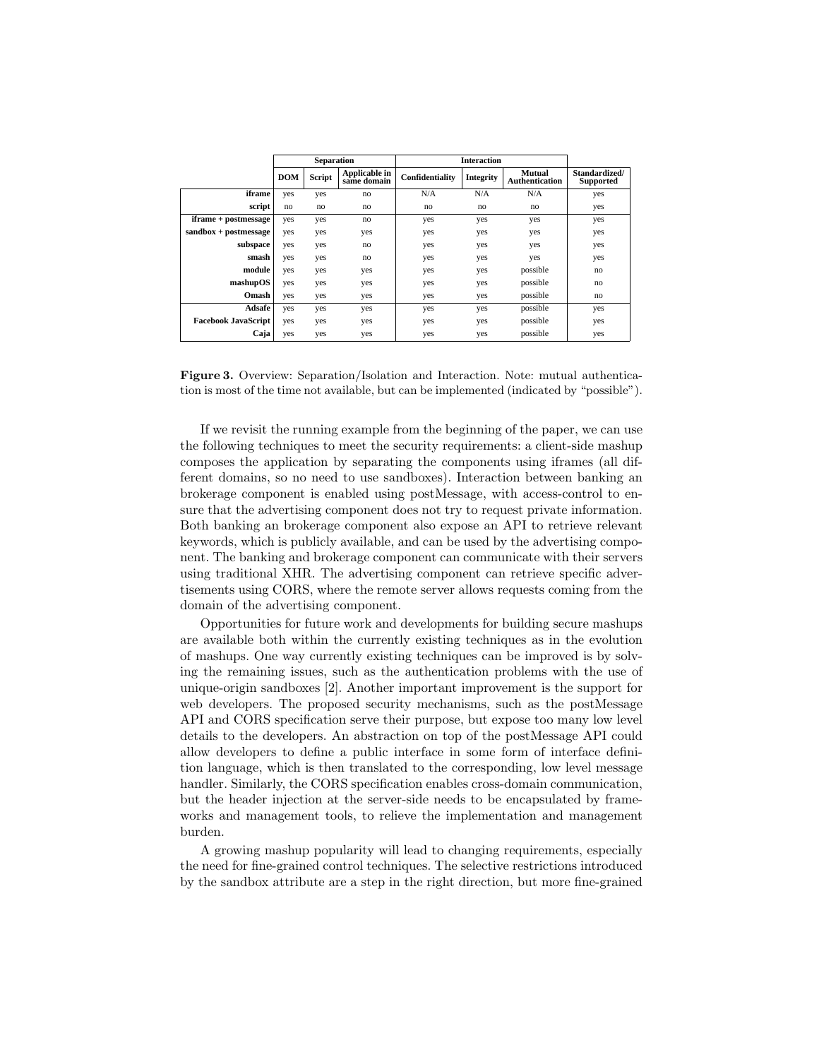| | Separation | | | Interaction | | | |
|---|---|---|---|---|---|---|---|
| | **DOM** | **Script** | **Applicable in same domain** | **Confidentiality** | **Integrity** | **Mutual Authentication** | **Standardized/ Supported** |
| **iframe** | yes | yes | no | N/A | N/A | N/A | yes |
| **script** | no | no | no | no | no | no | yes |
| **iframe + postmessage** | yes | yes | no | yes | yes | yes | yes |
| **sandbox + postmessage** | yes | yes | yes | yes | yes | yes | yes |
| **subspace** | yes | yes | no | yes | yes | yes | yes |
| **smash** | yes | yes | no | yes | yes | yes | yes |
| **module** | yes | yes | yes | yes | yes | possible | no |
| **mashupOS** | yes | yes | yes | yes | yes | possible | no |
| **Omash** | yes | yes | yes | yes | yes | possible | no |
| **Adsafe** | yes | yes | yes | yes | yes | possible | yes |
| **Facebook JavaScript** | yes | yes | yes | yes | yes | possible | yes |
| **Caja** | yes | yes | yes | yes | yes | possible | yes |

**Figure 3.** Overview: Separation/Isolation and Interaction. Note: mutual authentication is most of the time not available, but can be implemented (indicated by "possible").

If we revisit the running example from the beginning of the paper, we can use the following techniques to meet the security requirements: a client-side mashup composes the application by separating the components using iframes (all different domains, so no need to use sandboxes). Interaction between banking an brokerage component is enabled using postMessage, with access-control to ensure that the advertising component does not try to request private information. Both banking an brokerage component also expose an API to retrieve relevant keywords, which is publicly available, and can be used by the advertising component. The banking and brokerage component can communicate with their servers using traditional XHR. The advertising component can retrieve specific advertisements using CORS, where the remote server allows requests coming from the domain of the advertising component.

Opportunities for future work and developments for building secure mashups are available both within the currently existing techniques as in the evolution of mashups. One way currently existing techniques can be improved is by solving the remaining issues, such as the authentication problems with the use of unique-origin sandboxes [2]. Another important improvement is the support for web developers. The proposed security mechanisms, such as the postMessage API and CORS specification serve their purpose, but expose too many low level details to the developers. An abstraction on top of the postMessage API could allow developers to define a public interface in some form of interface definition language, which is then translated to the corresponding, low level message handler. Similarly, the CORS specification enables cross-domain communication, but the header injection at the server-side needs to be encapsulated by frameworks and management tools, to relieve the implementation and management burden.

A growing mashup popularity will lead to changing requirements, especially the need for fine-grained control techniques. The selective restrictions introduced by the sandbox attribute are a step in the right direction, but more fine-grained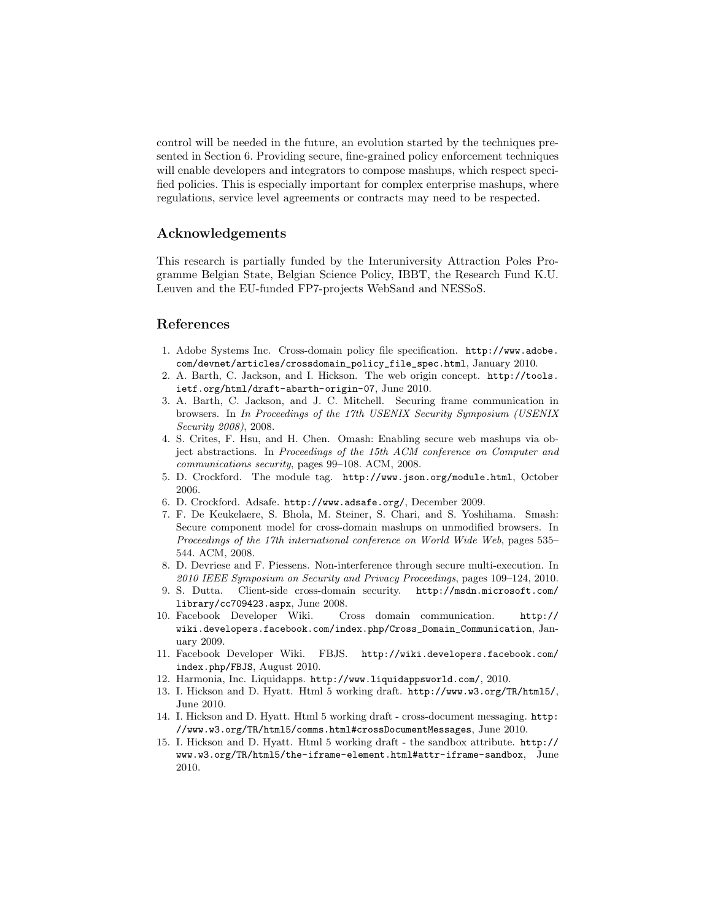control will be needed in the future, an evolution started by the techniques presented in Section 6. Providing secure, fine-grained policy enforcement techniques will enable developers and integrators to compose mashups, which respect specified policies. This is especially important for complex enterprise mashups, where regulations, service level agreements or contracts may need to be respected.

## Acknowledgements

This research is partially funded by the Interuniversity Attraction Poles Programme Belgian State, Belgian Science Policy, IBBT, the Research Fund K.U. Leuven and the EU-funded FP7-projects WebSand and NESSoS.

## References

1. Adobe Systems Inc. Cross-domain policy file specification. http://www.adobe.com/devnet/articles/crossdomain_policy_file_spec.html, January 2010.
2. A. Barth, C. Jackson, and I. Hickson. The web origin concept. http://tools.ietf.org/html/draft-abarth-origin-07, June 2010.
3. A. Barth, C. Jackson, and J. C. Mitchell. Securing frame communication in browsers. In *In Proceedings of the 17th USENIX Security Symposium (USENIX Security 2008)*, 2008.
4. S. Crites, F. Hsu, and H. Chen. Omash: Enabling secure web mashups via object abstractions. In *Proceedings of the 15th ACM conference on Computer and communications security*, pages 99–108. ACM, 2008.
5. D. Crockford. The module tag. http://www.json.org/module.html, October 2006.
6. D. Crockford. Adsafe. http://www.adsafe.org/, December 2009.
7. F. De Keukelaere, S. Bhola, M. Steiner, S. Chari, and S. Yoshihama. Smash: Secure component model for cross-domain mashups on unmodified browsers. In *Proceedings of the 17th international conference on World Wide Web*, pages 535–544. ACM, 2008.
8. D. Devriese and F. Piessens. Non-interference through secure multi-execution. In *2010 IEEE Symposium on Security and Privacy Proceedings*, pages 109–124, 2010.
9. S. Dutta. Client-side cross-domain security. http://msdn.microsoft.com/library/cc709423.aspx, June 2008.
10. Facebook Developer Wiki. Cross domain communication. http://wiki.developers.facebook.com/index.php/Cross_Domain_Communication, January 2009.
11. Facebook Developer Wiki. FBJS. http://wiki.developers.facebook.com/index.php/FBJS, August 2010.
12. Harmonia, Inc. Liquidapps. http://www.liquidappsworld.com/, 2010.
13. I. Hickson and D. Hyatt. Html 5 working draft. http://www.w3.org/TR/html5/, June 2010.
14. I. Hickson and D. Hyatt. Html 5 working draft - cross-document messaging. http://www.w3.org/TR/html5/comms.html#crossDocumentMessages, June 2010.
15. I. Hickson and D. Hyatt. Html 5 working draft - the sandbox attribute. http://www.w3.org/TR/html5/the-iframe-element.html#attr-iframe-sandbox, June 2010.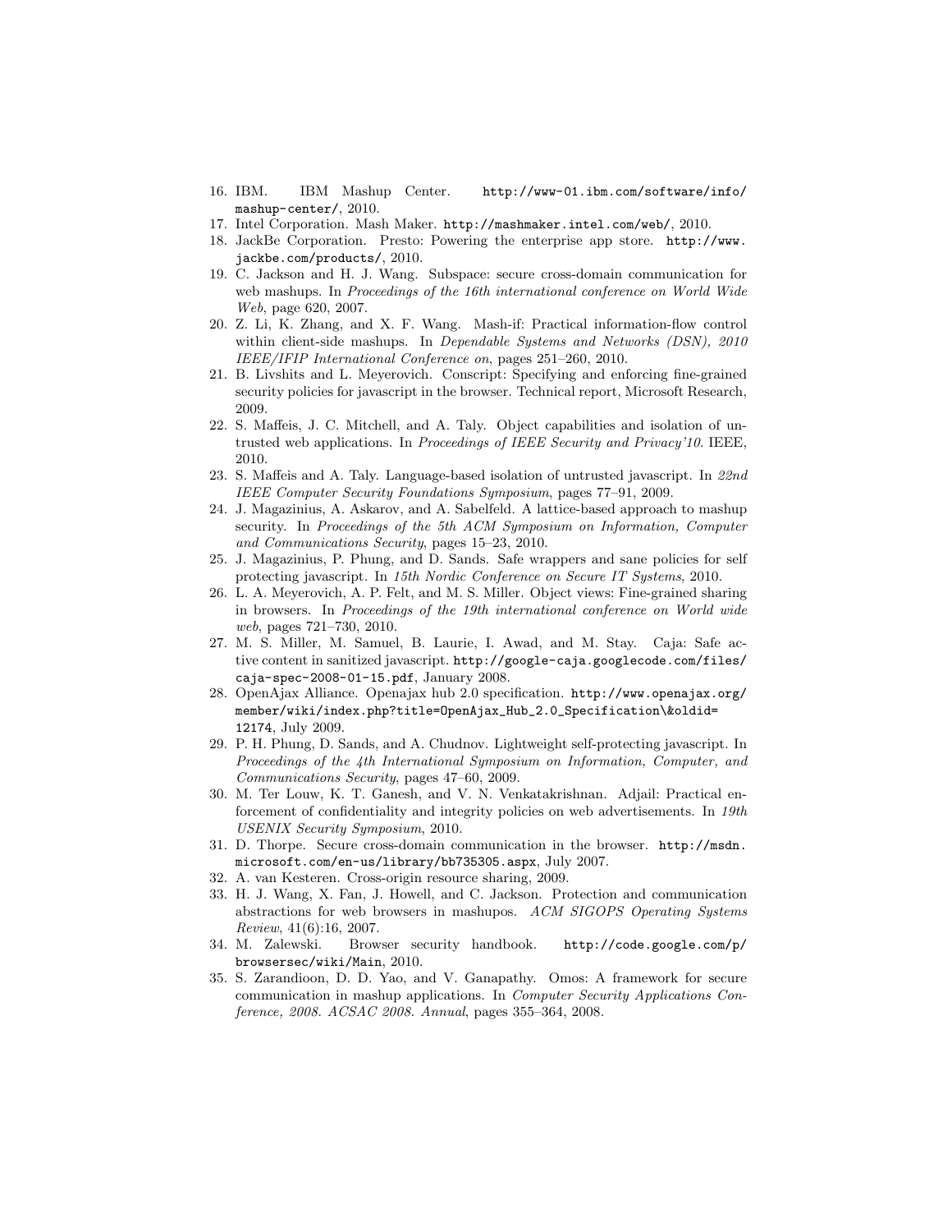16. IBM. IBM Mashup Center. http://www-01.ibm.com/software/info/mashup-center/, 2010.
17. Intel Corporation. Mash Maker. http://mashmaker.intel.com/web/, 2010.
18. JackBe Corporation. Presto: Powering the enterprise app store. http://www.jackbe.com/products/, 2010.
19. C. Jackson and H. J. Wang. Subspace: secure cross-domain communication for web mashups. In *Proceedings of the 16th international conference on World Wide Web*, page 620, 2007.
20. Z. Li, K. Zhang, and X. F. Wang. Mash-if: Practical information-flow control within client-side mashups. In *Dependable Systems and Networks (DSN), 2010 IEEE/IFIP International Conference on*, pages 251–260, 2010.
21. B. Livshits and L. Meyerovich. Conscript: Specifying and enforcing fine-grained security policies for javascript in the browser. Technical report, Microsoft Research, 2009.
22. S. Maffeis, J. C. Mitchell, and A. Taly. Object capabilities and isolation of untrusted web applications. In *Proceedings of IEEE Security and Privacy'10*. IEEE, 2010.
23. S. Maffeis and A. Taly. Language-based isolation of untrusted javascript. In *22nd IEEE Computer Security Foundations Symposium*, pages 77–91, 2009.
24. J. Magazinius, A. Askarov, and A. Sabelfeld. A lattice-based approach to mashup security. In *Proceedings of the 5th ACM Symposium on Information, Computer and Communications Security*, pages 15–23, 2010.
25. J. Magazinius, P. Phung, and D. Sands. Safe wrappers and sane policies for self protecting javascript. In *15th Nordic Conference on Secure IT Systems*, 2010.
26. L. A. Meyerovich, A. P. Felt, and M. S. Miller. Object views: Fine-grained sharing in browsers. In *Proceedings of the 19th international conference on World wide web*, pages 721–730, 2010.
27. M. S. Miller, M. Samuel, B. Laurie, I. Awad, and M. Stay. Caja: Safe active content in sanitized javascript. http://google-caja.googlecode.com/files/caja-spec-2008-01-15.pdf, January 2008.
28. OpenAjax Alliance. Openajax hub 2.0 specification. http://www.openajax.org/member/wiki/index.php?title=OpenAjax_Hub_2.0_Specification\&oldid=12174, July 2009.
29. P. H. Phung, D. Sands, and A. Chudnov. Lightweight self-protecting javascript. In *Proceedings of the 4th International Symposium on Information, Computer, and Communications Security*, pages 47–60, 2009.
30. M. Ter Louw, K. T. Ganesh, and V. N. Venkatakrishnan. Adjail: Practical enforcement of confidentiality and integrity policies on web advertisements. In *19th USENIX Security Symposium*, 2010.
31. D. Thorpe. Secure cross-domain communication in the browser. http://msdn.microsoft.com/en-us/library/bb735305.aspx, July 2007.
32. A. van Kesteren. Cross-origin resource sharing, 2009.
33. H. J. Wang, X. Fan, J. Howell, and C. Jackson. Protection and communication abstractions for web browsers in mashupos. *ACM SIGOPS Operating Systems Review*, 41(6):16, 2007.
34. M. Zalewski. Browser security handbook. http://code.google.com/p/browsersec/wiki/Main, 2010.
35. S. Zarandioon, D. D. Yao, and V. Ganapathy. Omos: A framework for secure communication in mashup applications. In *Computer Security Applications Conference, 2008. ACSAC 2008. Annual*, pages 355–364, 2008.